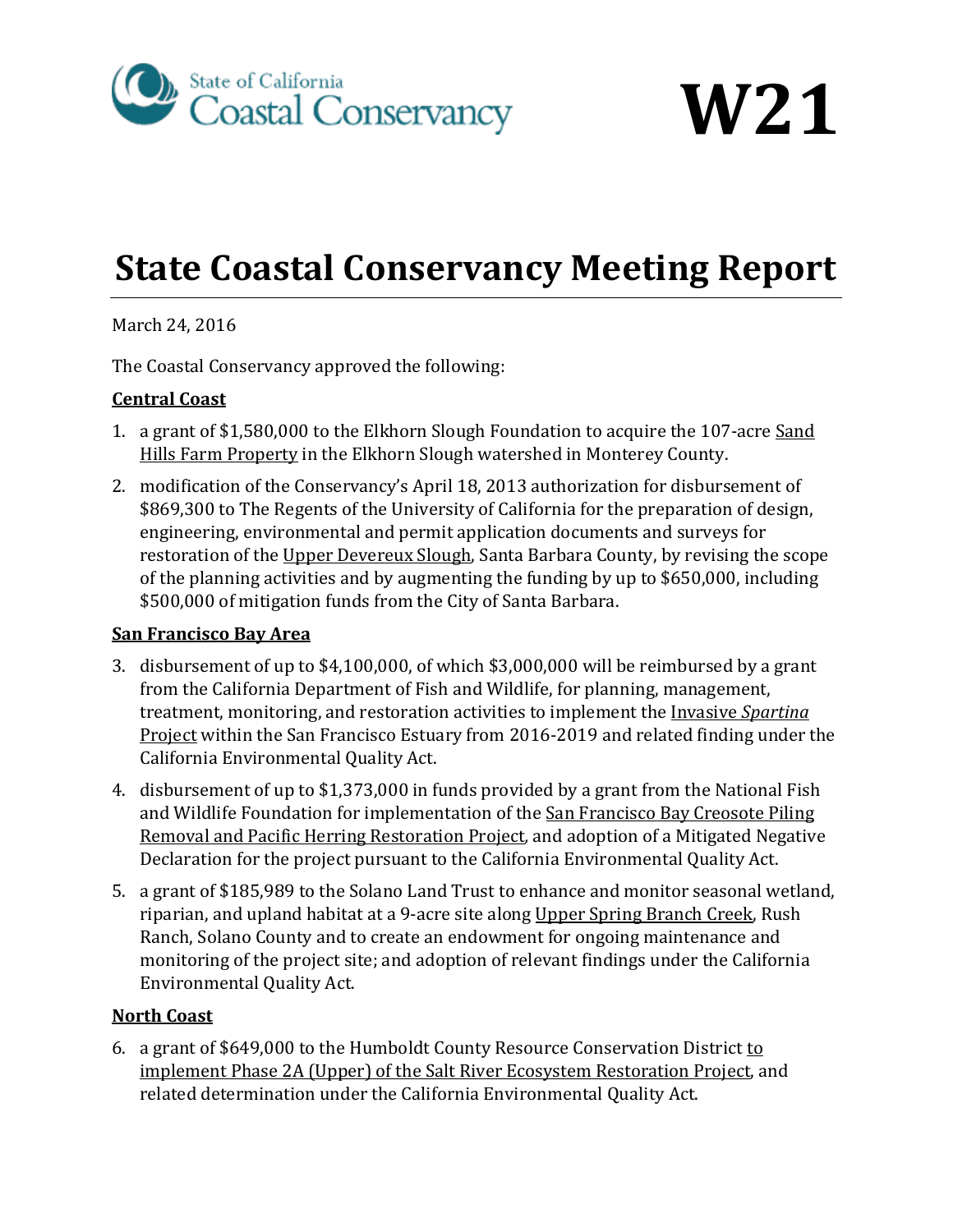State of California Coastal Conservancy

# W21

# State Coastal Conservancy Meeting Report

March 24, 2016

The Coastal Conservancy approved the following:

**Central Coast**

1. a grant of $1,580,000 to the Elkhorn Slough Foundation to acquire the 107-acre Sand Hills Farm Property in the Elkhorn Slough watershed in Monterey County.
2. modification of the Conservancy's April 18, 2013 authorization for disbursement of $869,300 to The Regents of the University of California for the preparation of design, engineering, environmental and permit application documents and surveys for restoration of the Upper Devereux Slough, Santa Barbara County, by revising the scope of the planning activities and by augmenting the funding by up to $650,000, including $500,000 of mitigation funds from the City of Santa Barbara.

**San Francisco Bay Area**

3. disbursement of up to $4,100,000, of which $3,000,000 will be reimbursed by a grant from the California Department of Fish and Wildlife, for planning, management, treatment, monitoring, and restoration activities to implement the Invasive *Spartina* Project within the San Francisco Estuary from 2016-2019 and related finding under the California Environmental Quality Act.
4. disbursement of up to $1,373,000 in funds provided by a grant from the National Fish and Wildlife Foundation for implementation of the San Francisco Bay Creosote Piling Removal and Pacific Herring Restoration Project, and adoption of a Mitigated Negative Declaration for the project pursuant to the California Environmental Quality Act.
5. a grant of $185,989 to the Solano Land Trust to enhance and monitor seasonal wetland, riparian, and upland habitat at a 9-acre site along Upper Spring Branch Creek, Rush Ranch, Solano County and to create an endowment for ongoing maintenance and monitoring of the project site; and adoption of relevant findings under the California Environmental Quality Act.

**North Coast**

6. a grant of $649,000 to the Humboldt County Resource Conservation District to implement Phase 2A (Upper) of the Salt River Ecosystem Restoration Project, and related determination under the California Environmental Quality Act.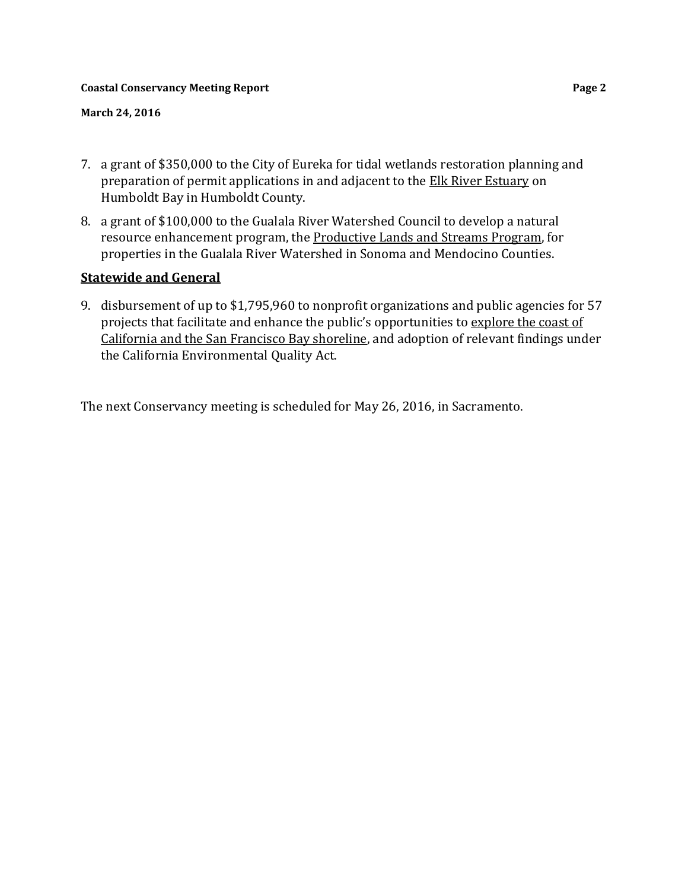7. a grant of $350,000 to the City of Eureka for tidal wetlands restoration planning and preparation of permit applications in and adjacent to the Elk River Estuary on Humboldt Bay in Humboldt County.

8. a grant of $100,000 to the Gualala River Watershed Council to develop a natural resource enhancement program, the Productive Lands and Streams Program, for properties in the Gualala River Watershed in Sonoma and Mendocino Counties.

**Statewide and General**

9. disbursement of up to $1,795,960 to nonprofit organizations and public agencies for 57 projects that facilitate and enhance the public's opportunities to explore the coast of California and the San Francisco Bay shoreline, and adoption of relevant findings under the California Environmental Quality Act.

The next Conservancy meeting is scheduled for May 26, 2016, in Sacramento.